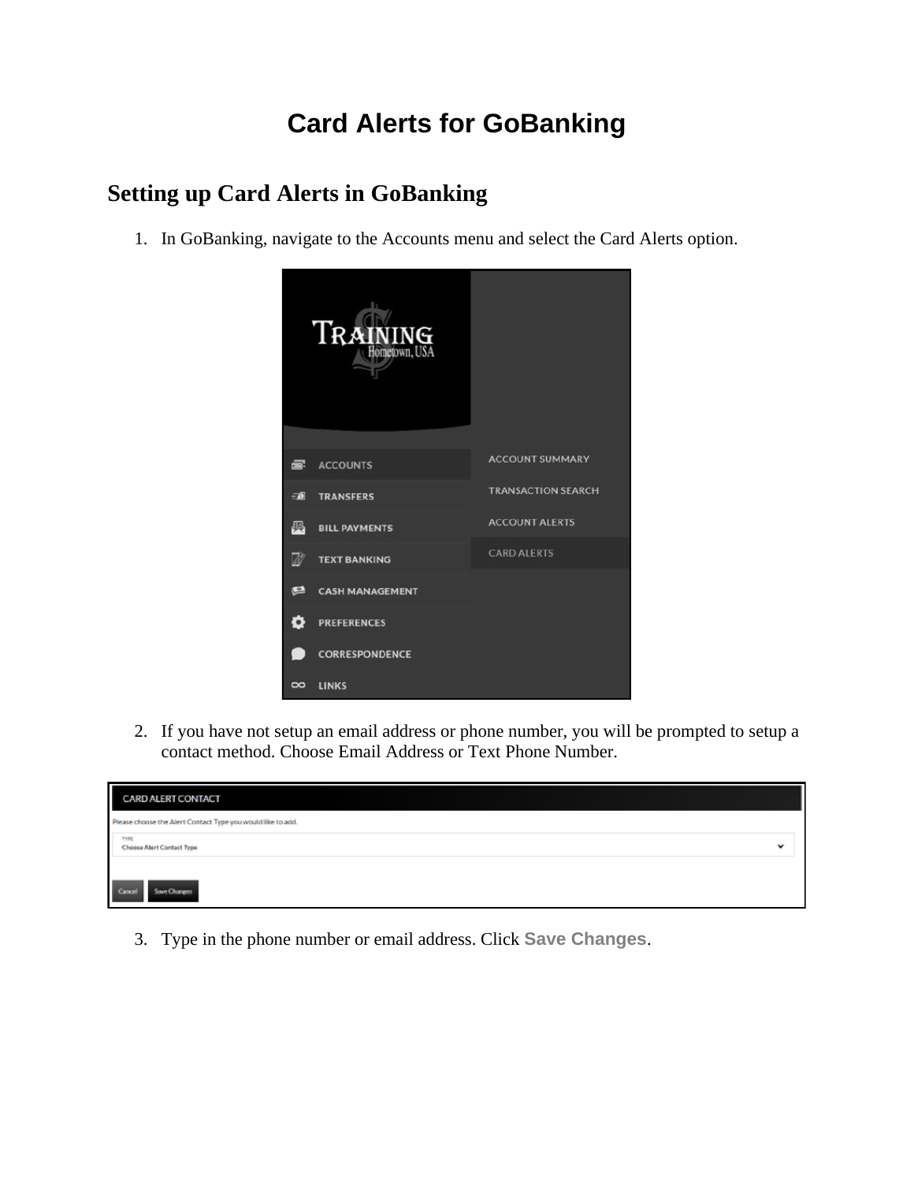# Card Alerts for GoBanking

## Setting up Card Alerts in GoBanking

1. In GoBanking, navigate to the Accounts menu and select the Card Alerts option.

2. If you have not setup an email address or phone number, you will be prompted to setup a contact method. Choose Email Address or Text Phone Number.

3. Type in the phone number or email address. Click **Save Changes**.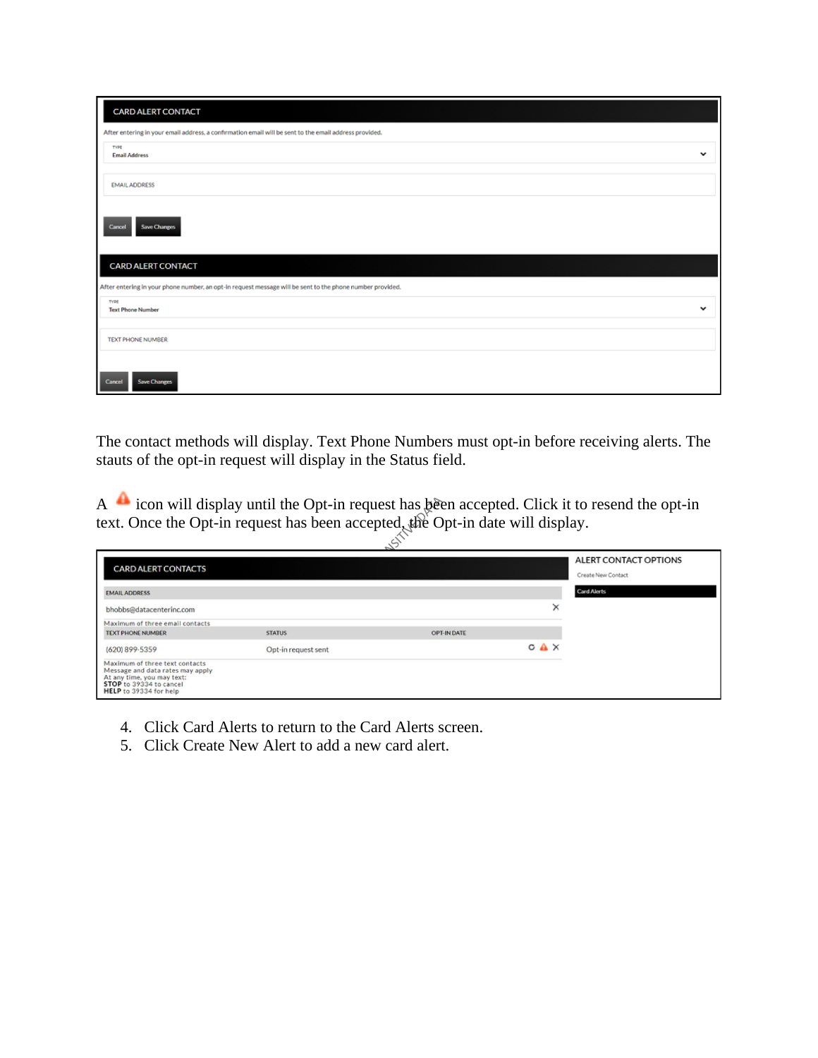**CARD ALERT CONTACT**

After entering in your email address, a confirmation email will be sent to the email address provided.

TYPE
Email Address

EMAIL ADDRESS

Cancel | Save Changes

**CARD ALERT CONTACT**

After entering in your phone number, an opt-in request message will be sent to the phone number provided.

TYPE
Text Phone Number

TEXT PHONE NUMBER

Cancel | Save Changes

The contact methods will display. Text Phone Numbers must opt-in before receiving alerts. The stauts of the opt-in request will display in the Status field.

A ⚠ icon will display until the Opt-in request has been accepted. Click it to resend the opt-in text. Once the Opt-in request has been accepted, the Opt-in date will display.

**CARD ALERT CONTACTS**

| EMAIL ADDRESS | | | |
|---|---|---|---|
| bhobbs@datacenterinc.com | | | × |

Maximum of three email contacts

| TEXT PHONE NUMBER | STATUS | OPT-IN DATE | |
|---|---|---|---|
| (620) 899-5359 | Opt-in request sent | | ↻ ⚠ × |

Maximum of three text contacts
Message and data rates may apply
At any time, you may text:
**STOP** to 39334 to cancel
**HELP** to 39334 for help

**ALERT CONTACT OPTIONS**

- Create New Contact
- Card Alerts

4. Click Card Alerts to return to the Card Alerts screen.
5. Click Create New Alert to add a new card alert.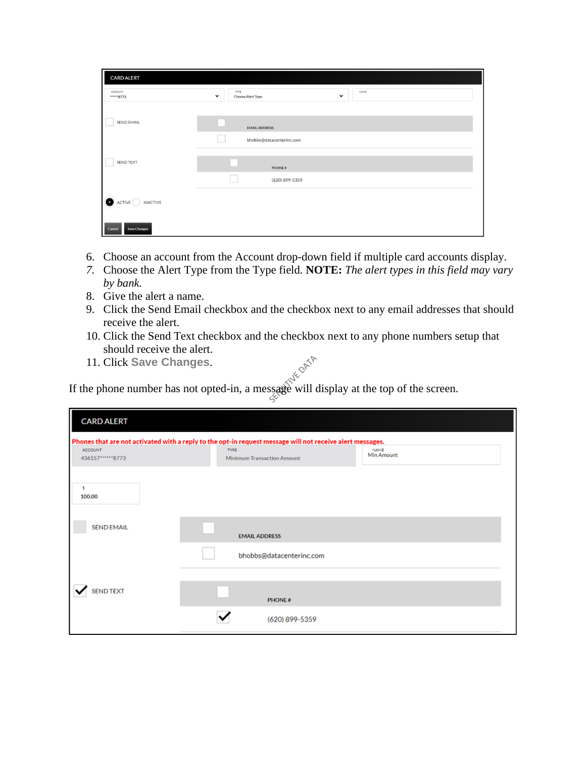6. Choose an account from the Account drop-down field if multiple card accounts display.
7. Choose the Alert Type from the Type field. **NOTE:** *The alert types in this field may vary by bank.*
8. Give the alert a name.
9. Click the Send Email checkbox and the checkbox next to any email addresses that should receive the alert.
10. Click the Send Text checkbox and the checkbox next to any phone numbers setup that should receive the alert.
11. Click **Save Changes**.

If the phone number has not opted-in, a message will display at the top of the screen.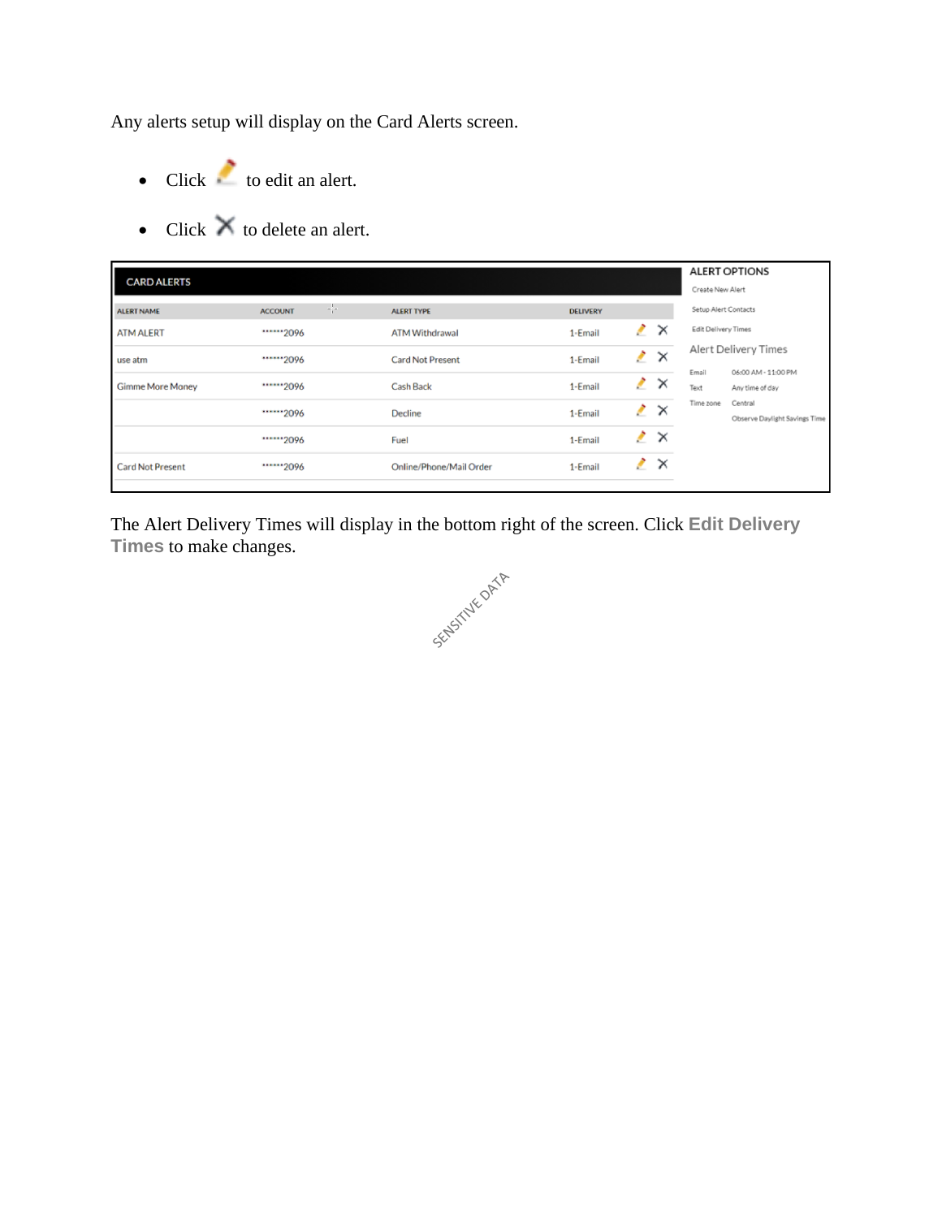Any alerts setup will display on the Card Alerts screen.

- Click ✏ to edit an alert.
- Click ✕ to delete an alert.

CARD ALERTS

| ALERT NAME | ACCOUNT | ALERT TYPE | DELIVERY | | |
|---|---|---|---|---|---|
| ATM ALERT | ******2096 | ATM Withdrawal | 1-Email | ✏ | ✕ |
| use atm | ******2096 | Card Not Present | 1-Email | ✏ | ✕ |
| Gimme More Money | ******2096 | Cash Back | 1-Email | ✏ | ✕ |
| | ******2096 | Decline | 1-Email | ✏ | ✕ |
| | ******2096 | Fuel | 1-Email | ✏ | ✕ |
| Card Not Present | ******2096 | Online/Phone/Mail Order | 1-Email | ✏ | ✕ |

ALERT OPTIONS

Create New Alert

Setup Alert Contacts

Edit Delivery Times

Alert Delivery Times

| | |
|---|---|
| Email | 06:00 AM - 11:00 PM |
| Text | Any time of day |
| Time zone | Central |
| | Observe Daylight Savings Time |

The Alert Delivery Times will display in the bottom right of the screen. Click **Edit Delivery Times** to make changes.